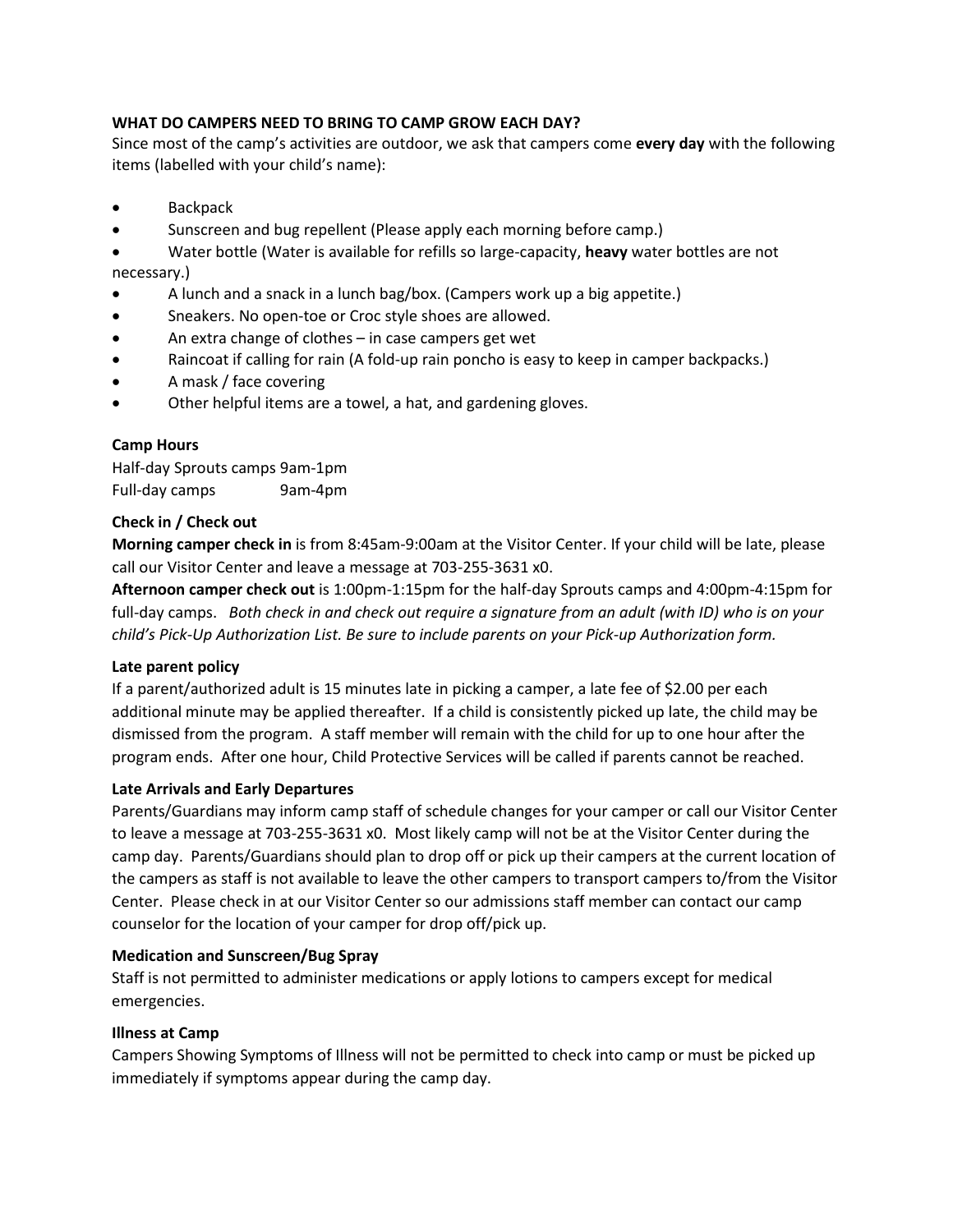**WHAT DO CAMPERS NEED TO BRING TO CAMP GROW EACH DAY?**

Since most of the camp's activities are outdoor, we ask that campers come **every day** with the following items (labelled with your child's name):

- Backpack
- Sunscreen and bug repellent (Please apply each morning before camp.)
- Water bottle (Water is available for refills so large-capacity, **heavy** water bottles are not necessary.)
- A lunch and a snack in a lunch bag/box. (Campers work up a big appetite.)
- Sneakers. No open-toe or Croc style shoes are allowed.
- An extra change of clothes – in case campers get wet
- Raincoat if calling for rain (A fold-up rain poncho is easy to keep in camper backpacks.)
- A mask / face covering
- Other helpful items are a towel, a hat, and gardening gloves.

**Camp Hours**

Half-day Sprouts camps 9am-1pm
Full-day camps 9am-4pm

**Check in / Check out**

**Morning camper check in** is from 8:45am-9:00am at the Visitor Center. If your child will be late, please call our Visitor Center and leave a message at 703-255-3631 x0.

**Afternoon camper check out** is 1:00pm-1:15pm for the half-day Sprouts camps and 4:00pm-4:15pm for full-day camps. *Both check in and check out require a signature from an adult (with ID) who is on your child's Pick-Up Authorization List. Be sure to include parents on your Pick-up Authorization form.*

**Late parent policy**

If a parent/authorized adult is 15 minutes late in picking a camper, a late fee of $2.00 per each additional minute may be applied thereafter. If a child is consistently picked up late, the child may be dismissed from the program. A staff member will remain with the child for up to one hour after the program ends. After one hour, Child Protective Services will be called if parents cannot be reached.

**Late Arrivals and Early Departures**

Parents/Guardians may inform camp staff of schedule changes for your camper or call our Visitor Center to leave a message at 703-255-3631 x0. Most likely camp will not be at the Visitor Center during the camp day. Parents/Guardians should plan to drop off or pick up their campers at the current location of the campers as staff is not available to leave the other campers to transport campers to/from the Visitor Center. Please check in at our Visitor Center so our admissions staff member can contact our camp counselor for the location of your camper for drop off/pick up.

**Medication and Sunscreen/Bug Spray**

Staff is not permitted to administer medications or apply lotions to campers except for medical emergencies.

**Illness at Camp**

Campers Showing Symptoms of Illness will not be permitted to check into camp or must be picked up immediately if symptoms appear during the camp day.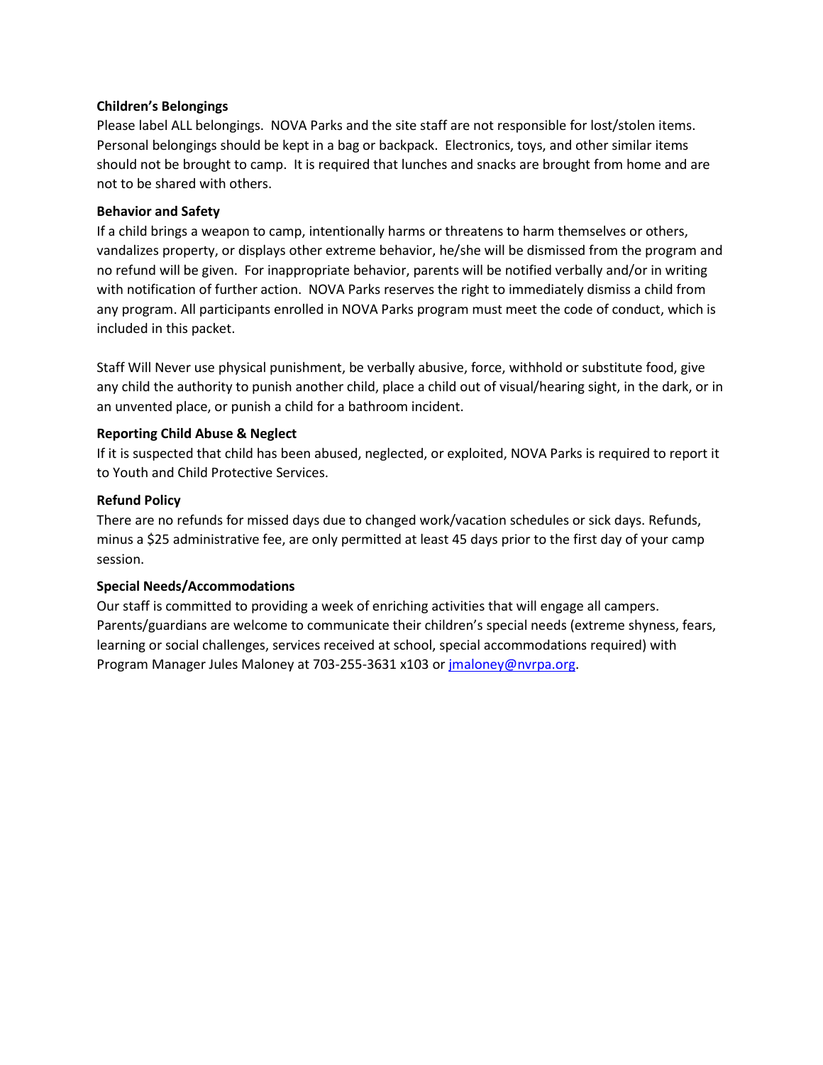**Children's Belongings**

Please label ALL belongings. NOVA Parks and the site staff are not responsible for lost/stolen items. Personal belongings should be kept in a bag or backpack. Electronics, toys, and other similar items should not be brought to camp. It is required that lunches and snacks are brought from home and are not to be shared with others.

**Behavior and Safety**

If a child brings a weapon to camp, intentionally harms or threatens to harm themselves or others, vandalizes property, or displays other extreme behavior, he/she will be dismissed from the program and no refund will be given. For inappropriate behavior, parents will be notified verbally and/or in writing with notification of further action. NOVA Parks reserves the right to immediately dismiss a child from any program. All participants enrolled in NOVA Parks program must meet the code of conduct, which is included in this packet.

Staff Will Never use physical punishment, be verbally abusive, force, withhold or substitute food, give any child the authority to punish another child, place a child out of visual/hearing sight, in the dark, or in an unvented place, or punish a child for a bathroom incident.

**Reporting Child Abuse & Neglect**

If it is suspected that child has been abused, neglected, or exploited, NOVA Parks is required to report it to Youth and Child Protective Services.

**Refund Policy**

There are no refunds for missed days due to changed work/vacation schedules or sick days. Refunds, minus a $25 administrative fee, are only permitted at least 45 days prior to the first day of your camp session.

**Special Needs/Accommodations**

Our staff is committed to providing a week of enriching activities that will engage all campers. Parents/guardians are welcome to communicate their children's special needs (extreme shyness, fears, learning or social challenges, services received at school, special accommodations required) with Program Manager Jules Maloney at 703-255-3631 x103 or [jmaloney@nvrpa.org](mailto:jmaloney@nvrpa.org).